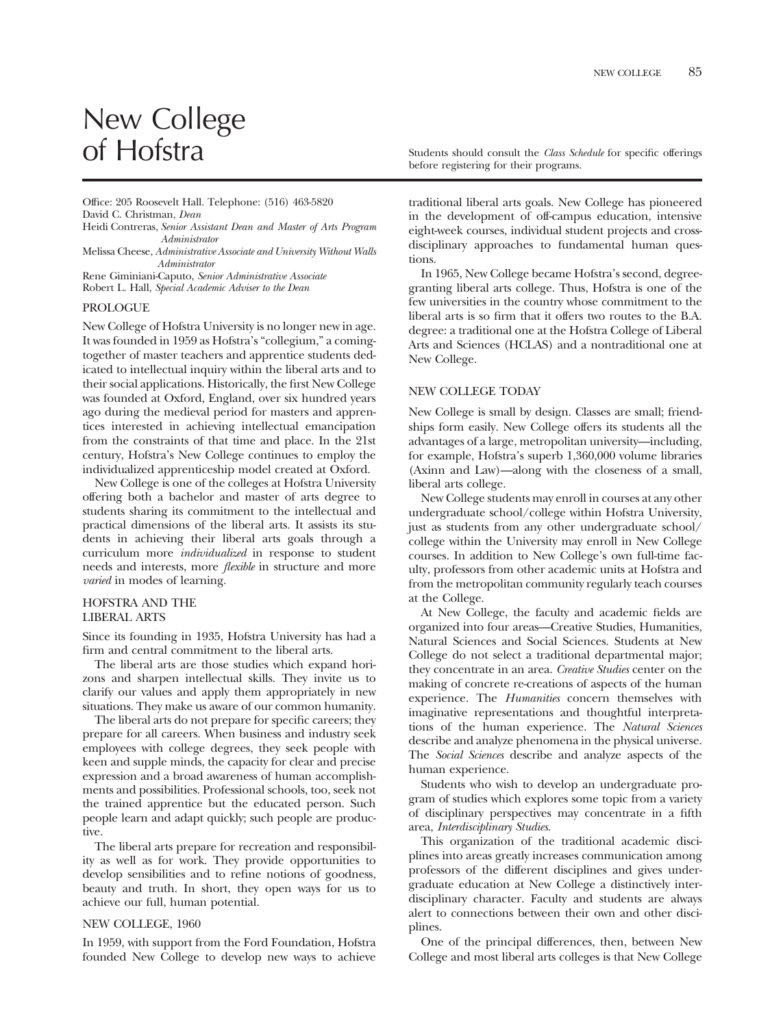# New College of Hofstra

Students should consult the *Class Schedule* for specific offerings before registering for their programs.

Office: 205 Roosevelt Hall. Telephone: (516) 463-5820
David C. Christman, *Dean*
Heidi Contreras, *Senior Assistant Dean and Master of Arts Program Administrator*
Melissa Cheese, *Administrative Associate and University Without Walls Administrator*
Rene Giminiani-Caputo, *Senior Administrative Associate*
Robert L. Hall, *Special Academic Adviser to the Dean*

## PROLOGUE

New College of Hofstra University is no longer new in age. It was founded in 1959 as Hofstra's "collegium," a coming-together of master teachers and apprentice students dedicated to intellectual inquiry within the liberal arts and to their social applications. Historically, the first New College was founded at Oxford, England, over six hundred years ago during the medieval period for masters and apprentices interested in achieving intellectual emancipation from the constraints of that time and place. In the 21st century, Hofstra's New College continues to employ the individualized apprenticeship model created at Oxford.

New College is one of the colleges at Hofstra University offering both a bachelor and master of arts degree to students sharing its commitment to the intellectual and practical dimensions of the liberal arts. It assists its students in achieving their liberal arts goals through a curriculum more *individualized* in response to student needs and interests, more *flexible* in structure and more *varied* in modes of learning.

## HOFSTRA AND THE LIBERAL ARTS

Since its founding in 1935, Hofstra University has had a firm and central commitment to the liberal arts.

The liberal arts are those studies which expand horizons and sharpen intellectual skills. They invite us to clarify our values and apply them appropriately in new situations. They make us aware of our common humanity.

The liberal arts do not prepare for specific careers; they prepare for all careers. When business and industry seek employees with college degrees, they seek people with keen and supple minds, the capacity for clear and precise expression and a broad awareness of human accomplishments and possibilities. Professional schools, too, seek not the trained apprentice but the educated person. Such people learn and adapt quickly; such people are productive.

The liberal arts prepare for recreation and responsibility as well as for work. They provide opportunities to develop sensibilities and to refine notions of goodness, beauty and truth. In short, they open ways for us to achieve our full, human potential.

## NEW COLLEGE, 1960

In 1959, with support from the Ford Foundation, Hofstra founded New College to develop new ways to achieve traditional liberal arts goals. New College has pioneered in the development of off-campus education, intensive eight-week courses, individual student projects and cross-disciplinary approaches to fundamental human questions.

In 1965, New College became Hofstra's second, degree-granting liberal arts college. Thus, Hofstra is one of the few universities in the country whose commitment to the liberal arts is so firm that it offers two routes to the B.A. degree: a traditional one at the Hofstra College of Liberal Arts and Sciences (HCLAS) and a nontraditional one at New College.

## NEW COLLEGE TODAY

New College is small by design. Classes are small; friendships form easily. New College offers its students all the advantages of a large, metropolitan university—including, for example, Hofstra's superb 1,360,000 volume libraries (Axinn and Law)—along with the closeness of a small, liberal arts college.

New College students may enroll in courses at any other undergraduate school/college within Hofstra University, just as students from any other undergraduate school/college within the University may enroll in New College courses. In addition to New College's own full-time faculty, professors from other academic units at Hofstra and from the metropolitan community regularly teach courses at the College.

At New College, the faculty and academic fields are organized into four areas—Creative Studies, Humanities, Natural Sciences and Social Sciences. Students at New College do not select a traditional departmental major; they concentrate in an area. *Creative Studies* center on the making of concrete re-creations of aspects of the human experience. The *Humanities* concern themselves with imaginative representations and thoughtful interpretations of the human experience. The *Natural Sciences* describe and analyze phenomena in the physical universe. The *Social Sciences* describe and analyze aspects of the human experience.

Students who wish to develop an undergraduate program of studies which explores some topic from a variety of disciplinary perspectives may concentrate in a fifth area, *Interdisciplinary Studies*.

This organization of the traditional academic disciplines into areas greatly increases communication among professors of the different disciplines and gives undergraduate education at New College a distinctively interdisciplinary character. Faculty and students are always alert to connections between their own and other disciplines.

One of the principal differences, then, between New College and most liberal arts colleges is that New College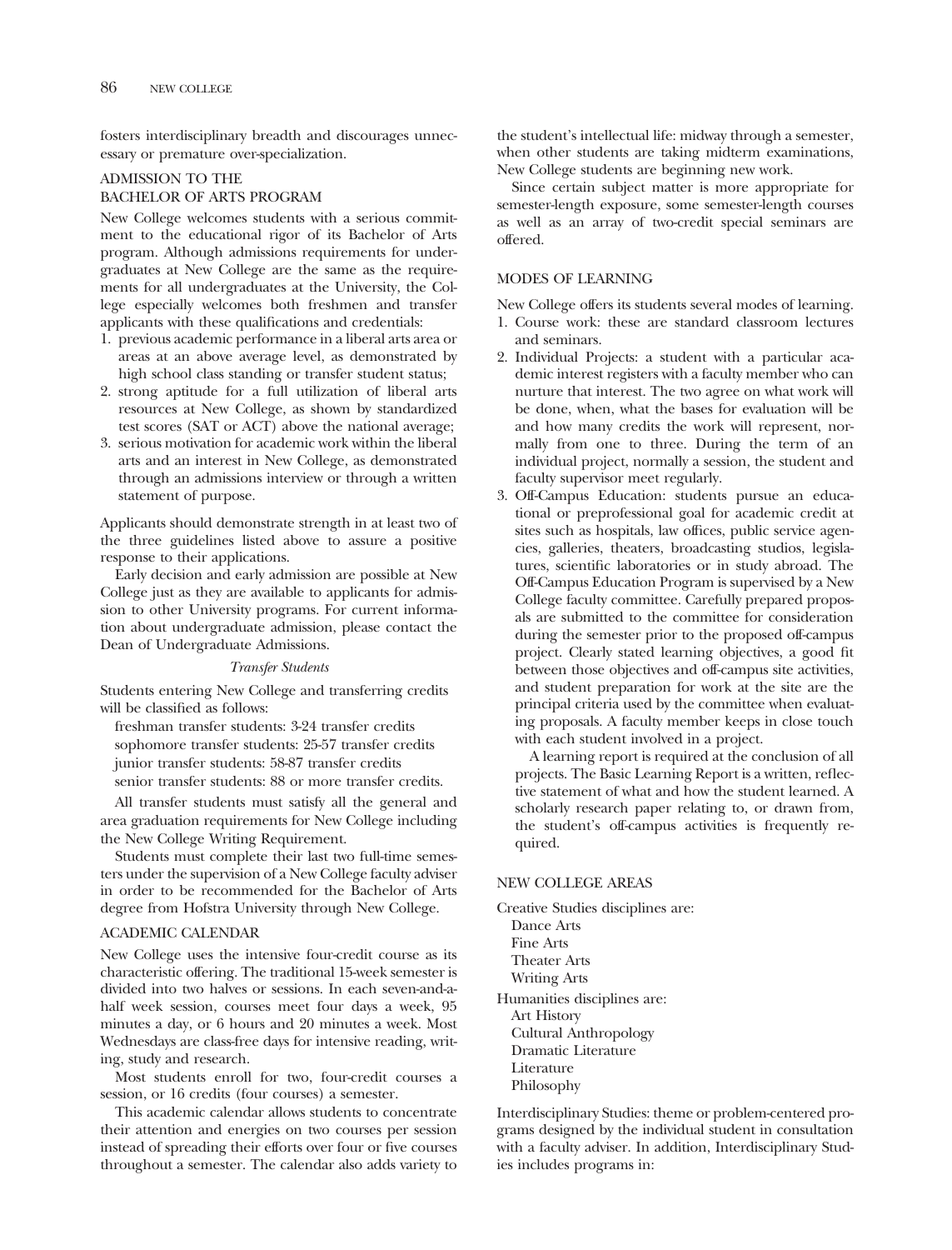fosters interdisciplinary breadth and discourages unnecessary or premature over-specialization.

## ADMISSION TO THE BACHELOR OF ARTS PROGRAM

New College welcomes students with a serious commitment to the educational rigor of its Bachelor of Arts program. Although admissions requirements for undergraduates at New College are the same as the requirements for all undergraduates at the University, the College especially welcomes both freshmen and transfer applicants with these qualifications and credentials:

1. previous academic performance in a liberal arts area or areas at an above average level, as demonstrated by high school class standing or transfer student status;
2. strong aptitude for a full utilization of liberal arts resources at New College, as shown by standardized test scores (SAT or ACT) above the national average;
3. serious motivation for academic work within the liberal arts and an interest in New College, as demonstrated through an admissions interview or through a written statement of purpose.

Applicants should demonstrate strength in at least two of the three guidelines listed above to assure a positive response to their applications.

Early decision and early admission are possible at New College just as they are available to applicants for admission to other University programs. For current information about undergraduate admission, please contact the Dean of Undergraduate Admissions.

### *Transfer Students*

Students entering New College and transferring credits will be classified as follows:

freshman transfer students: 3-24 transfer credits
sophomore transfer students: 25-57 transfer credits
junior transfer students: 58-87 transfer credits
senior transfer students: 88 or more transfer credits.

All transfer students must satisfy all the general and area graduation requirements for New College including the New College Writing Requirement.

Students must complete their last two full-time semesters under the supervision of a New College faculty adviser in order to be recommended for the Bachelor of Arts degree from Hofstra University through New College.

## ACADEMIC CALENDAR

New College uses the intensive four-credit course as its characteristic offering. The traditional 15-week semester is divided into two halves or sessions. In each seven-and-a-half week session, courses meet four days a week, 95 minutes a day, or 6 hours and 20 minutes a week. Most Wednesdays are class-free days for intensive reading, writing, study and research.

Most students enroll for two, four-credit courses a session, or 16 credits (four courses) a semester.

This academic calendar allows students to concentrate their attention and energies on two courses per session instead of spreading their efforts over four or five courses throughout a semester. The calendar also adds variety to the student's intellectual life: midway through a semester, when other students are taking midterm examinations, New College students are beginning new work.

Since certain subject matter is more appropriate for semester-length exposure, some semester-length courses as well as an array of two-credit special seminars are offered.

## MODES OF LEARNING

New College offers its students several modes of learning.

1. Course work: these are standard classroom lectures and seminars.
2. Individual Projects: a student with a particular academic interest registers with a faculty member who can nurture that interest. The two agree on what work will be done, when, what the bases for evaluation will be and how many credits the work will represent, normally from one to three. During the term of an individual project, normally a session, the student and faculty supervisor meet regularly.
3. Off-Campus Education: students pursue an educational or preprofessional goal for academic credit at sites such as hospitals, law offices, public service agencies, galleries, theaters, broadcasting studios, legislatures, scientific laboratories or in study abroad. The Off-Campus Education Program is supervised by a New College faculty committee. Carefully prepared proposals are submitted to the committee for consideration during the semester prior to the proposed off-campus project. Clearly stated learning objectives, a good fit between those objectives and off-campus site activities, and student preparation for work at the site are the principal criteria used by the committee when evaluating proposals. A faculty member keeps in close touch with each student involved in a project.

   A learning report is required at the conclusion of all projects. The Basic Learning Report is a written, reflective statement of what and how the student learned. A scholarly research paper relating to, or drawn from, the student's off-campus activities is frequently required.

## NEW COLLEGE AREAS

Creative Studies disciplines are:
- Dance Arts
- Fine Arts
- Theater Arts
- Writing Arts

Humanities disciplines are:
- Art History
- Cultural Anthropology
- Dramatic Literature
- Literature
- Philosophy

Interdisciplinary Studies: theme or problem-centered programs designed by the individual student in consultation with a faculty adviser. In addition, Interdisciplinary Studies includes programs in: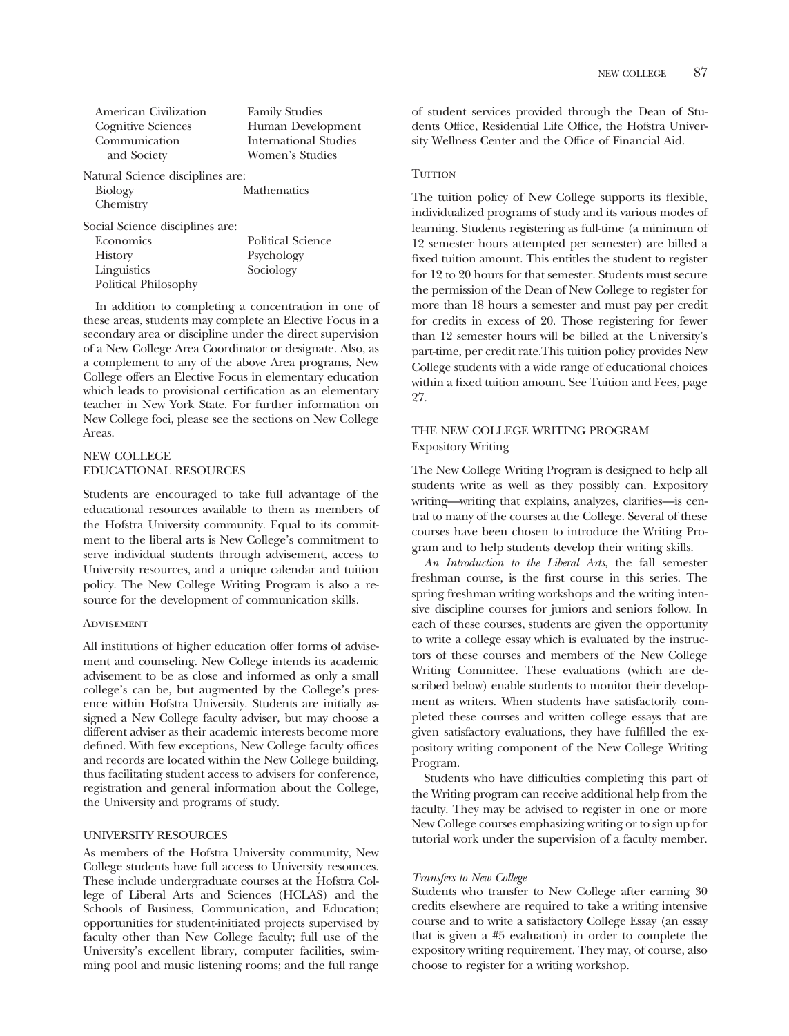American Civilization
Cognitive Sciences
Communication and Society
Family Studies
Human Development
International Studies
Women's Studies

Natural Science disciplines are:

Biology
Chemistry
Mathematics

Social Science disciplines are:

Economics
History
Linguistics
Political Philosophy
Political Science
Psychology
Sociology

In addition to completing a concentration in one of these areas, students may complete an Elective Focus in a secondary area or discipline under the direct supervision of a New College Area Coordinator or designate. Also, as a complement to any of the above Area programs, New College offers an Elective Focus in elementary education which leads to provisional certification as an elementary teacher in New York State. For further information on New College foci, please see the sections on New College Areas.

## NEW COLLEGE EDUCATIONAL RESOURCES

Students are encouraged to take full advantage of the educational resources available to them as members of the Hofstra University community. Equal to its commitment to the liberal arts is New College's commitment to serve individual students through advisement, access to University resources, and a unique calendar and tuition policy. The New College Writing Program is also a resource for the development of communication skills.

### Advisement

All institutions of higher education offer forms of advisement and counseling. New College intends its academic advisement to be as close and informed as only a small college's can be, but augmented by the College's presence within Hofstra University. Students are initially assigned a New College faculty adviser, but may choose a different adviser as their academic interests become more defined. With few exceptions, New College faculty offices and records are located within the New College building, thus facilitating student access to advisers for conference, registration and general information about the College, the University and programs of study.

## UNIVERSITY RESOURCES

As members of the Hofstra University community, New College students have full access to University resources. These include undergraduate courses at the Hofstra College of Liberal Arts and Sciences (HCLAS) and the Schools of Business, Communication, and Education; opportunities for student-initiated projects supervised by faculty other than New College faculty; full use of the University's excellent library, computer facilities, swimming pool and music listening rooms; and the full range of student services provided through the Dean of Students Office, Residential Life Office, the Hofstra University Wellness Center and the Office of Financial Aid.

### Tuition

The tuition policy of New College supports its flexible, individualized programs of study and its various modes of learning. Students registering as full-time (a minimum of 12 semester hours attempted per semester) are billed a fixed tuition amount. This entitles the student to register for 12 to 20 hours for that semester. Students must secure the permission of the Dean of New College to register for more than 18 hours a semester and must pay per credit for credits in excess of 20. Those registering for fewer than 12 semester hours will be billed at the University's part-time, per credit rate.This tuition policy provides New College students with a wide range of educational choices within a fixed tuition amount. See Tuition and Fees, page 27.

## THE NEW COLLEGE WRITING PROGRAM

Expository Writing

The New College Writing Program is designed to help all students write as well as they possibly can. Expository writing—writing that explains, analyzes, clarifies—is central to many of the courses at the College. Several of these courses have been chosen to introduce the Writing Program and to help students develop their writing skills.

*An Introduction to the Liberal Arts*, the fall semester freshman course, is the first course in this series. The spring freshman writing workshops and the writing intensive discipline courses for juniors and seniors follow. In each of these courses, students are given the opportunity to write a college essay which is evaluated by the instructors of these courses and members of the New College Writing Committee. These evaluations (which are described below) enable students to monitor their development as writers. When students have satisfactorily completed these courses and written college essays that are given satisfactory evaluations, they have fulfilled the expository writing component of the New College Writing Program.

Students who have difficulties completing this part of the Writing program can receive additional help from the faculty. They may be advised to register in one or more New College courses emphasizing writing or to sign up for tutorial work under the supervision of a faculty member.

*Transfers to New College*

Students who transfer to New College after earning 30 credits elsewhere are required to take a writing intensive course and to write a satisfactory College Essay (an essay that is given a #5 evaluation) in order to complete the expository writing requirement. They may, of course, also choose to register for a writing workshop.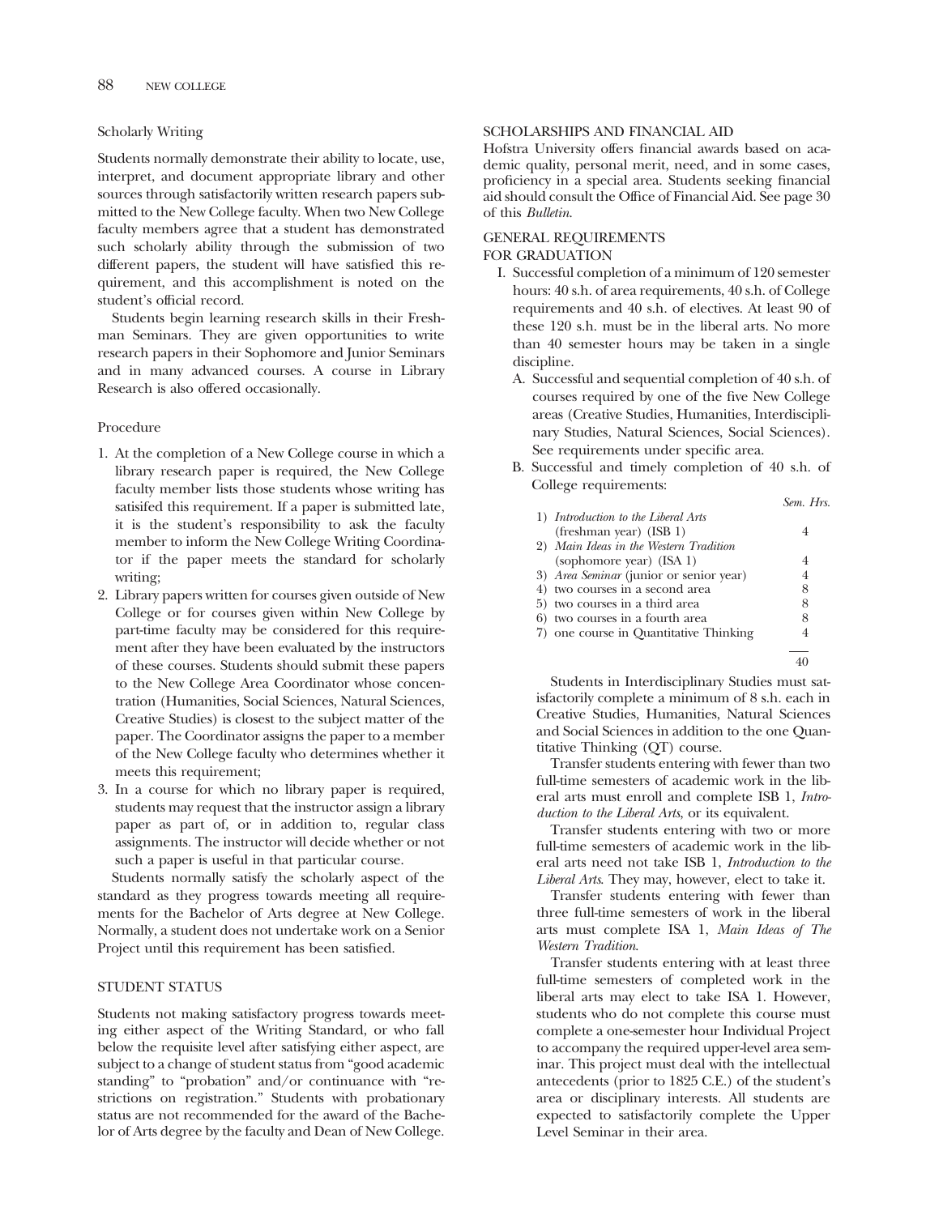### Scholarly Writing

Students normally demonstrate their ability to locate, use, interpret, and document appropriate library and other sources through satisfactorily written research papers submitted to the New College faculty. When two New College faculty members agree that a student has demonstrated such scholarly ability through the submission of two different papers, the student will have satisfied this requirement, and this accomplishment is noted on the student's official record.

Students begin learning research skills in their Freshman Seminars. They are given opportunities to write research papers in their Sophomore and Junior Seminars and in many advanced courses. A course in Library Research is also offered occasionally.

### Procedure

1. At the completion of a New College course in which a library research paper is required, the New College faculty member lists those students whose writing has satisifed this requirement. If a paper is submitted late, it is the student's responsibility to ask the faculty member to inform the New College Writing Coordinator if the paper meets the standard for scholarly writing;
2. Library papers written for courses given outside of New College or for courses given within New College by part-time faculty may be considered for this requirement after they have been evaluated by the instructors of these courses. Students should submit these papers to the New College Area Coordinator whose concentration (Humanities, Social Sciences, Natural Sciences, Creative Studies) is closest to the subject matter of the paper. The Coordinator assigns the paper to a member of the New College faculty who determines whether it meets this requirement;
3. In a course for which no library paper is required, students may request that the instructor assign a library paper as part of, or in addition to, regular class assignments. The instructor will decide whether or not such a paper is useful in that particular course.

Students normally satisfy the scholarly aspect of the standard as they progress towards meeting all requirements for the Bachelor of Arts degree at New College. Normally, a student does not undertake work on a Senior Project until this requirement has been satisfied.

## STUDENT STATUS

Students not making satisfactory progress towards meeting either aspect of the Writing Standard, or who fall below the requisite level after satisfying either aspect, are subject to a change of student status from "good academic standing" to "probation" and/or continuance with "restrictions on registration." Students with probationary status are not recommended for the award of the Bachelor of Arts degree by the faculty and Dean of New College.

## SCHOLARSHIPS AND FINANCIAL AID

Hofstra University offers financial awards based on academic quality, personal merit, need, and in some cases, proficiency in a special area. Students seeking financial aid should consult the Office of Financial Aid. See page 30 of this *Bulletin*.

## GENERAL REQUIREMENTS FOR GRADUATION

I. Successful completion of a minimum of 120 semester hours: 40 s.h. of area requirements, 40 s.h. of College requirements and 40 s.h. of electives. At least 90 of these 120 s.h. must be in the liberal arts. No more than 40 semester hours may be taken in a single discipline.

   A. Successful and sequential completion of 40 s.h. of courses required by one of the five New College areas (Creative Studies, Humanities, Interdisciplinary Studies, Natural Sciences, Social Sciences). See requirements under specific area.

   B. Successful and timely completion of 40 s.h. of College requirements:

| | *Sem. Hrs.* |
|---|---|
| 1) *Introduction to the Liberal Arts* (freshman year) (ISB 1) | 4 |
| 2) *Main Ideas in the Western Tradition* (sophomore year) (ISA 1) | 4 |
| 3) *Area Seminar* (junior or senior year) | 4 |
| 4) two courses in a second area | 8 |
| 5) two courses in a third area | 8 |
| 6) two courses in a fourth area | 8 |
| 7) one course in Quantitative Thinking | 4 |
| | 40 |

Students in Interdisciplinary Studies must satisfactorily complete a minimum of 8 s.h. each in Creative Studies, Humanities, Natural Sciences and Social Sciences in addition to the one Quantitative Thinking (QT) course.

Transfer students entering with fewer than two full-time semesters of academic work in the liberal arts must enroll and complete ISB 1, *Introduction to the Liberal Arts*, or its equivalent.

Transfer students entering with two or more full-time semesters of academic work in the liberal arts need not take ISB 1, *Introduction to the Liberal Arts*. They may, however, elect to take it.

Transfer students entering with fewer than three full-time semesters of work in the liberal arts must complete ISA 1, *Main Ideas of The Western Tradition*.

Transfer students entering with at least three full-time semesters of completed work in the liberal arts may elect to take ISA 1. However, students who do not complete this course must complete a one-semester hour Individual Project to accompany the required upper-level area seminar. This project must deal with the intellectual antecedents (prior to 1825 C.E.) of the student's area or disciplinary interests. All students are expected to satisfactorily complete the Upper Level Seminar in their area.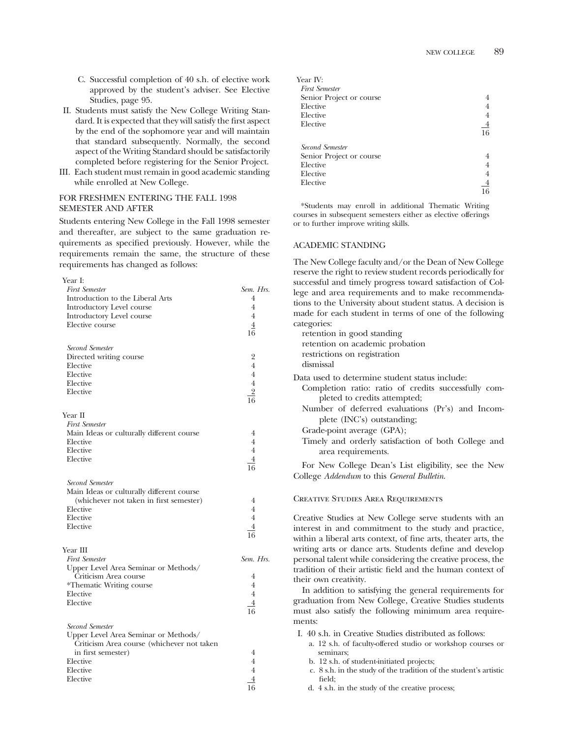C. Successful completion of 40 s.h. of elective work approved by the student's adviser. See Elective Studies, page 95.

II. Students must satisfy the New College Writing Standard. It is expected that they will satisfy the first aspect by the end of the sophomore year and will maintain that standard subsequently. Normally, the second aspect of the Writing Standard should be satisfactorily completed before registering for the Senior Project.

III. Each student must remain in good academic standing while enrolled at New College.

### FOR FRESHMEN ENTERING THE FALL 1998 SEMESTER AND AFTER

Students entering New College in the Fall 1998 semester and thereafter, are subject to the same graduation requirements as specified previously. However, while the requirements remain the same, the structure of these requirements has changed as follows:

| Year I: | |
|---|---|
| *First Semester* | *Sem. Hrs.* |
| Introduction to the Liberal Arts | 4 |
| Introductory Level course | 4 |
| Introductory Level course | 4 |
| Elective course | 4 |
| | 16 |
| *Second Semester* | |
| Directed writing course | 2 |
| Elective | 4 |
| Elective | 4 |
| Elective | 4 |
| Elective | 2 |
| | 16 |
| Year II | |
| *First Semester* | |
| Main Ideas or culturally different course | 4 |
| Elective | 4 |
| Elective | 4 |
| Elective | 4 |
| | 16 |
| *Second Semester* | |
| Main Ideas or culturally different course (whichever not taken in first semester) | 4 |
| Elective | 4 |
| Elective | 4 |
| Elective | 4 |
| | 16 |
| Year III | |
| *First Semester* | *Sem. Hrs.* |
| Upper Level Area Seminar or Methods/ Criticism Area course | 4 |
| *Thematic Writing course | 4 |
| Elective | 4 |
| Elective | 4 |
| | 16 |
| *Second Semester* | |
| Upper Level Area Seminar or Methods/ Criticism Area course (whichever not taken in first semester) | 4 |
| Elective | 4 |
| Elective | 4 |
| Elective | 4 |
| | 16 |
| Year IV: | |
| *First Semester* | |
| Senior Project or course | 4 |
| Elective | 4 |
| Elective | 4 |
| Elective | 4 |
| | 16 |
| *Second Semester* | |
| Senior Project or course | 4 |
| Elective | 4 |
| Elective | 4 |
| Elective | 4 |
| | 16 |

*Students may enroll in additional Thematic Writing courses in subsequent semesters either as elective offerings or to further improve writing skills.

### ACADEMIC STANDING

The New College faculty and/or the Dean of New College reserve the right to review student records periodically for successful and timely progress toward satisfaction of College and area requirements and to make recommendations to the University about student status. A decision is made for each student in terms of one of the following categories:

- retention in good standing
- retention on academic probation
- restrictions on registration
- dismissal

Data used to determine student status include:

- Completion ratio: ratio of credits successfully completed to credits attempted;
- Number of deferred evaluations (Pr's) and Incomplete (INC's) outstanding;
- Grade-point average (GPA);
- Timely and orderly satisfaction of both College and area requirements.

For New College Dean's List eligibility, see the New College *Addendum* to this *General Bulletin*.

### Creative Studies Area Requirements

Creative Studies at New College serve students with an interest in and commitment to the study and practice, within a liberal arts context, of fine arts, theater arts, the writing arts or dance arts. Students define and develop personal talent while considering the creative process, the tradition of their artistic field and the human context of their own creativity.

In addition to satisfying the general requirements for graduation from New College, Creative Studies students must also satisfy the following minimum area requirements:

I. 40 s.h. in Creative Studies distributed as follows:
   a. 12 s.h. of faculty-offered studio or workshop courses or seminars;
   b. 12 s.h. of student-initiated projects;
   c. 8 s.h. in the study of the tradition of the student's artistic field;
   d. 4 s.h. in the study of the creative process;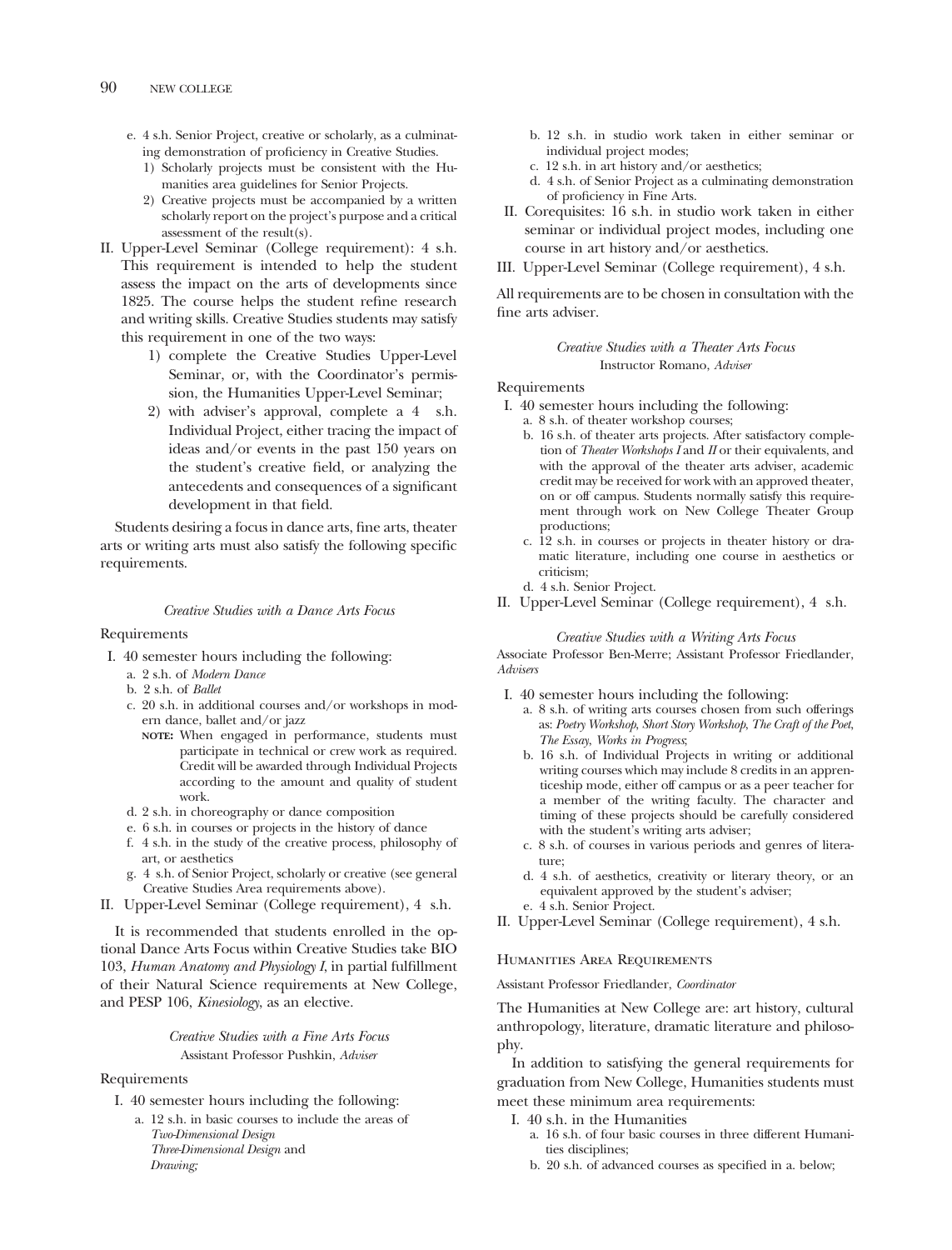e. 4 s.h. Senior Project, creative or scholarly, as a culminating demonstration of proficiency in Creative Studies.
   1) Scholarly projects must be consistent with the Humanities area guidelines for Senior Projects.
   2) Creative projects must be accompanied by a written scholarly report on the project's purpose and a critical assessment of the result(s).

II. Upper-Level Seminar (College requirement): 4 s.h. This requirement is intended to help the student assess the impact on the arts of developments since 1825. The course helps the student refine research and writing skills. Creative Studies students may satisfy this requirement in one of the two ways:
   1) complete the Creative Studies Upper-Level Seminar, or, with the Coordinator's permission, the Humanities Upper-Level Seminar;
   2) with adviser's approval, complete a 4 s.h. Individual Project, either tracing the impact of ideas and/or events in the past 150 years on the student's creative field, or analyzing the antecedents and consequences of a significant development in that field.

Students desiring a focus in dance arts, fine arts, theater arts or writing arts must also satisfy the following specific requirements.

### *Creative Studies with a Dance Arts Focus*

Requirements

I. 40 semester hours including the following:
   a. 2 s.h. of *Modern Dance*
   b. 2 s.h. of *Ballet*
   c. 20 s.h. in additional courses and/or workshops in modern dance, ballet and/or jazz
      **NOTE:** When engaged in performance, students must participate in technical or crew work as required. Credit will be awarded through Individual Projects according to the amount and quality of student work.
   d. 2 s.h. in choreography or dance composition
   e. 6 s.h. in courses or projects in the history of dance
   f. 4 s.h. in the study of the creative process, philosophy of art, or aesthetics
   g. 4 s.h. of Senior Project, scholarly or creative (see general Creative Studies Area requirements above).

II. Upper-Level Seminar (College requirement), 4 s.h.

It is recommended that students enrolled in the optional Dance Arts Focus within Creative Studies take BIO 103, *Human Anatomy and Physiology I*, in partial fulfillment of their Natural Science requirements at New College, and PESP 106, *Kinesiology*, as an elective.

### *Creative Studies with a Fine Arts Focus*

Assistant Professor Pushkin, *Adviser*

Requirements

I. 40 semester hours including the following:
   a. 12 s.h. in basic courses to include the areas of
      *Two-Dimensional Design*
      *Three-Dimensional Design* and
      *Drawing;*
   b. 12 s.h. in studio work taken in either seminar or individual project modes;
   c. 12 s.h. in art history and/or aesthetics;
   d. 4 s.h. of Senior Project as a culminating demonstration of proficiency in Fine Arts.

II. Corequisites: 16 s.h. in studio work taken in either seminar or individual project modes, including one course in art history and/or aesthetics.

III. Upper-Level Seminar (College requirement), 4 s.h.

All requirements are to be chosen in consultation with the fine arts adviser.

### *Creative Studies with a Theater Arts Focus*

Instructor Romano, *Adviser*

Requirements

I. 40 semester hours including the following:
   a. 8 s.h. of theater workshop courses;
   b. 16 s.h. of theater arts projects. After satisfactory completion of *Theater Workshops I* and *II* or their equivalents, and with the approval of the theater arts adviser, academic credit may be received for work with an approved theater, on or off campus. Students normally satisfy this requirement through work on New College Theater Group productions;
   c. 12 s.h. in courses or projects in theater history or dramatic literature, including one course in aesthetics or criticism;
   d. 4 s.h. Senior Project.

II. Upper-Level Seminar (College requirement), 4 s.h.

### *Creative Studies with a Writing Arts Focus*

Associate Professor Ben-Merre; Assistant Professor Friedlander, *Advisers*

I. 40 semester hours including the following:
   a. 8 s.h. of writing arts courses chosen from such offerings as: *Poetry Workshop*, *Short Story Workshop*, *The Craft of the Poet*, *The Essay*, *Works in Progress*;
   b. 16 s.h. of Individual Projects in writing or additional writing courses which may include 8 credits in an apprenticeship mode, either off campus or as a peer teacher for a member of the writing faculty. The character and timing of these projects should be carefully considered with the student's writing arts adviser;
   c. 8 s.h. of courses in various periods and genres of literature;
   d. 4 s.h. of aesthetics, creativity or literary theory, or an equivalent approved by the student's adviser;
   e. 4 s.h. Senior Project.

II. Upper-Level Seminar (College requirement), 4 s.h.

## Humanities Area Requirements

Assistant Professor Friedlander, *Coordinator*

The Humanities at New College are: art history, cultural anthropology, literature, dramatic literature and philosophy.

In addition to satisfying the general requirements for graduation from New College, Humanities students must meet these minimum area requirements:

I. 40 s.h. in the Humanities
   a. 16 s.h. of four basic courses in three different Humanities disciplines;
   b. 20 s.h. of advanced courses as specified in a. below;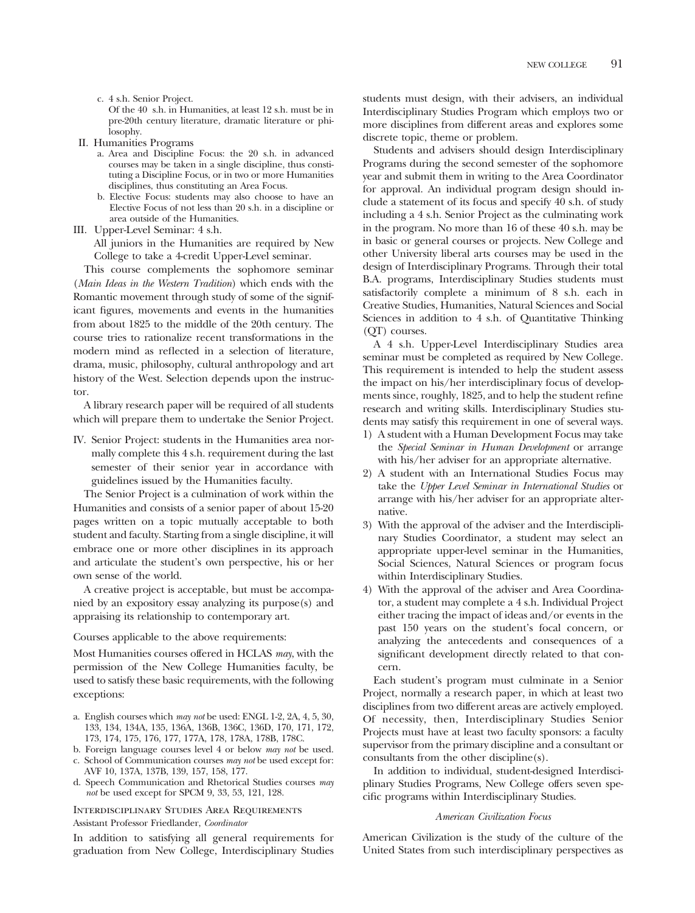c. 4 s.h. Senior Project.

Of the 40 s.h. in Humanities, at least 12 s.h. must be in pre-20th century literature, dramatic literature or philosophy.

II. Humanities Programs

a. Area and Discipline Focus: the 20 s.h. in advanced courses may be taken in a single discipline, thus constituting a Discipline Focus, or in two or more Humanities disciplines, thus constituting an Area Focus.

b. Elective Focus: students may also choose to have an Elective Focus of not less than 20 s.h. in a discipline or area outside of the Humanities.

III. Upper-Level Seminar: 4 s.h.

All juniors in the Humanities are required by New College to take a 4-credit Upper-Level seminar.

This course complements the sophomore seminar (*Main Ideas in the Western Tradition*) which ends with the Romantic movement through study of some of the significant figures, movements and events in the humanities from about 1825 to the middle of the 20th century. The course tries to rationalize recent transformations in the modern mind as reflected in a selection of literature, drama, music, philosophy, cultural anthropology and art history of the West. Selection depends upon the instructor.

A library research paper will be required of all students which will prepare them to undertake the Senior Project.

IV. Senior Project: students in the Humanities area normally complete this 4 s.h. requirement during the last semester of their senior year in accordance with guidelines issued by the Humanities faculty.

The Senior Project is a culmination of work within the Humanities and consists of a senior paper of about 15-20 pages written on a topic mutually acceptable to both student and faculty. Starting from a single discipline, it will embrace one or more other disciplines in its approach and articulate the student's own perspective, his or her own sense of the world.

A creative project is acceptable, but must be accompanied by an expository essay analyzing its purpose(s) and appraising its relationship to contemporary art.

Courses applicable to the above requirements:

Most Humanities courses offered in HCLAS *may*, with the permission of the New College Humanities faculty, be used to satisfy these basic requirements, with the following exceptions:

a. English courses which *may not* be used: ENGL 1-2, 2A, 4, 5, 30, 133, 134, 134A, 135, 136A, 136B, 136C, 136D, 170, 171, 172, 173, 174, 175, 176, 177, 177A, 178, 178A, 178B, 178C.

b. Foreign language courses level 4 or below *may not* be used.

c. School of Communication courses *may not* be used except for: AVF 10, 137A, 137B, 139, 157, 158, 177.

d. Speech Communication and Rhetorical Studies courses *may not* be used except for SPCM 9, 33, 53, 121, 128.

### Interdisciplinary Studies Area Requirements

Assistant Professor Friedlander, *Coordinator*

In addition to satisfying all general requirements for graduation from New College, Interdisciplinary Studies students must design, with their advisers, an individual Interdisciplinary Studies Program which employs two or more disciplines from different areas and explores some discrete topic, theme or problem.

Students and advisers should design Interdisciplinary Programs during the second semester of the sophomore year and submit them in writing to the Area Coordinator for approval. An individual program design should include a statement of its focus and specify 40 s.h. of study including a 4 s.h. Senior Project as the culminating work in the program. No more than 16 of these 40 s.h. may be in basic or general courses or projects. New College and other University liberal arts courses may be used in the design of Interdisciplinary Programs. Through their total B.A. programs, Interdisciplinary Studies students must satisfactorily complete a minimum of 8 s.h. each in Creative Studies, Humanities, Natural Sciences and Social Sciences in addition to 4 s.h. of Quantitative Thinking (QT) courses.

A 4 s.h. Upper-Level Interdisciplinary Studies area seminar must be completed as required by New College. This requirement is intended to help the student assess the impact on his/her interdisciplinary focus of developments since, roughly, 1825, and to help the student refine research and writing skills. Interdisciplinary Studies students may satisfy this requirement in one of several ways.

1) A student with a Human Development Focus may take the *Special Seminar in Human Development* or arrange with his/her adviser for an appropriate alternative.
2) A student with an International Studies Focus may take the *Upper Level Seminar in International Studies* or arrange with his/her adviser for an appropriate alternative.
3) With the approval of the adviser and the Interdisciplinary Studies Coordinator, a student may select an appropriate upper-level seminar in the Humanities, Social Sciences, Natural Sciences or program focus within Interdisciplinary Studies.
4) With the approval of the adviser and Area Coordinator, a student may complete a 4 s.h. Individual Project either tracing the impact of ideas and/or events in the past 150 years on the student's focal concern, or analyzing the antecedents and consequences of a significant development directly related to that concern.

Each student's program must culminate in a Senior Project, normally a research paper, in which at least two disciplines from two different areas are actively employed. Of necessity, then, Interdisciplinary Studies Senior Projects must have at least two faculty sponsors: a faculty supervisor from the primary discipline and a consultant or consultants from the other discipline(s).

In addition to individual, student-designed Interdisciplinary Studies Programs, New College offers seven specific programs within Interdisciplinary Studies.

#### *American Civilization Focus*

American Civilization is the study of the culture of the United States from such interdisciplinary perspectives as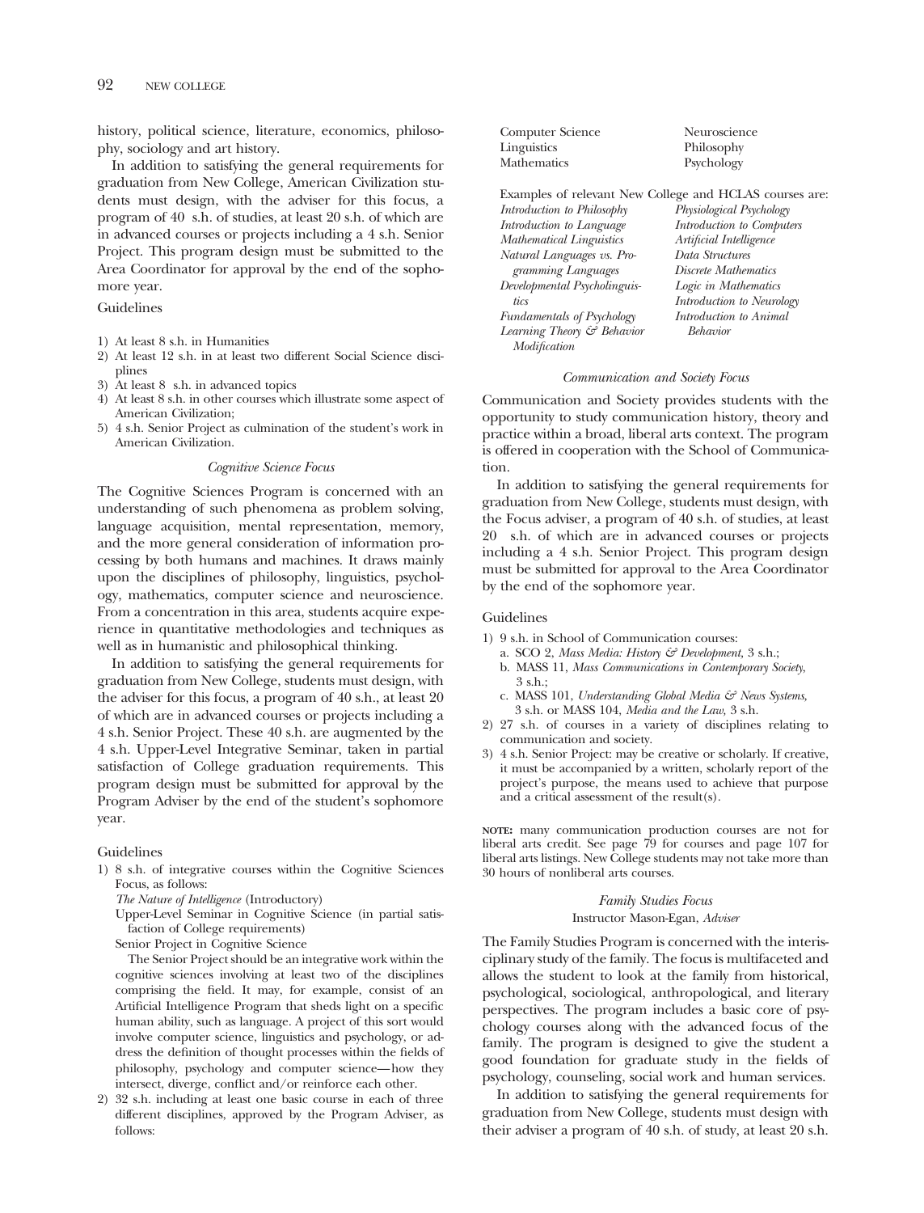history, political science, literature, economics, philosophy, sociology and art history.

In addition to satisfying the general requirements for graduation from New College, American Civilization students must design, with the adviser for this focus, a program of 40 s.h. of studies, at least 20 s.h. of which are in advanced courses or projects including a 4 s.h. Senior Project. This program design must be submitted to the Area Coordinator for approval by the end of the sophomore year.

Guidelines

1) At least 8 s.h. in Humanities
2) At least 12 s.h. in at least two different Social Science disciplines
3) At least 8 s.h. in advanced topics
4) At least 8 s.h. in other courses which illustrate some aspect of American Civilization;
5) 4 s.h. Senior Project as culmination of the student's work in American Civilization.

### *Cognitive Science Focus*

The Cognitive Sciences Program is concerned with an understanding of such phenomena as problem solving, language acquisition, mental representation, memory, and the more general consideration of information processing by both humans and machines. It draws mainly upon the disciplines of philosophy, linguistics, psychology, mathematics, computer science and neuroscience. From a concentration in this area, students acquire experience in quantitative methodologies and techniques as well as in humanistic and philosophical thinking.

In addition to satisfying the general requirements for graduation from New College, students must design, with the adviser for this focus, a program of 40 s.h., at least 20 of which are in advanced courses or projects including a 4 s.h. Senior Project. These 40 s.h. are augmented by the 4 s.h. Upper-Level Integrative Seminar, taken in partial satisfaction of College graduation requirements. This program design must be submitted for approval by the Program Adviser by the end of the student's sophomore year.

Guidelines

1) 8 s.h. of integrative courses within the Cognitive Sciences Focus, as follows:

   *The Nature of Intelligence* (Introductory)

   Upper-Level Seminar in Cognitive Science (in partial satisfaction of College requirements)

   Senior Project in Cognitive Science

   The Senior Project should be an integrative work within the cognitive sciences involving at least two of the disciplines comprising the field. It may, for example, consist of an Artificial Intelligence Program that sheds light on a specific human ability, such as language. A project of this sort would involve computer science, linguistics and psychology, or address the definition of thought processes within the fields of philosophy, psychology and computer science—how they intersect, diverge, conflict and/or reinforce each other.

2) 32 s.h. including at least one basic course in each of three different disciplines, approved by the Program Adviser, as follows:

| | |
|---|---|
| Computer Science | Neuroscience |
| Linguistics | Philosophy |
| Mathematics | Psychology |

Examples of relevant New College and HCLAS courses are:

| | |
|---|---|
| *Introduction to Philosophy* | *Physiological Psychology* |
| *Introduction to Language* | *Introduction to Computers* |
| *Mathematical Linguistics* | *Artificial Intelligence* |
| *Natural Languages vs. Programming Languages* | *Data Structures* |
| *Developmental Psycholinguistics* | *Discrete Mathematics* |
| *Fundamentals of Psychology* | *Logic in Mathematics* |
| *Learning Theory & Behavior Modification* | *Introduction to Neurology* |
| | *Introduction to Animal Behavior* |

### *Communication and Society Focus*

Communication and Society provides students with the opportunity to study communication history, theory and practice within a broad, liberal arts context. The program is offered in cooperation with the School of Communication.

In addition to satisfying the general requirements for graduation from New College, students must design, with the Focus adviser, a program of 40 s.h. of studies, at least 20 s.h. of which are in advanced courses or projects including a 4 s.h. Senior Project. This program design must be submitted for approval to the Area Coordinator by the end of the sophomore year.

Guidelines

1) 9 s.h. in School of Communication courses:
   a. SCO 2, *Mass Media: History & Development,* 3 s.h.;
   b. MASS 11, *Mass Communications in Contemporary Society,* 3 s.h.;
   c. MASS 101, *Understanding Global Media & News Systems,* 3 s.h. or MASS 104, *Media and the Law,* 3 s.h.
2) 27 s.h. of courses in a variety of disciplines relating to communication and society.
3) 4 s.h. Senior Project: may be creative or scholarly. If creative, it must be accompanied by a written, scholarly report of the project's purpose, the means used to achieve that purpose and a critical assessment of the result(s).

**NOTE:** many communication production courses are not for liberal arts credit. See page 79 for courses and page 107 for liberal arts listings. New College students may not take more than 30 hours of nonliberal arts courses.

### *Family Studies Focus*

Instructor Mason-Egan, *Adviser*

The Family Studies Program is concerned with the interisciplinary study of the family. The focus is multifaceted and allows the student to look at the family from historical, psychological, sociological, anthropological, and literary perspectives. The program includes a basic core of psychology courses along with the advanced focus of the family. The program is designed to give the student a good foundation for graduate study in the fields of psychology, counseling, social work and human services.

In addition to satisfying the general requirements for graduation from New College, students must design with their adviser a program of 40 s.h. of study, at least 20 s.h.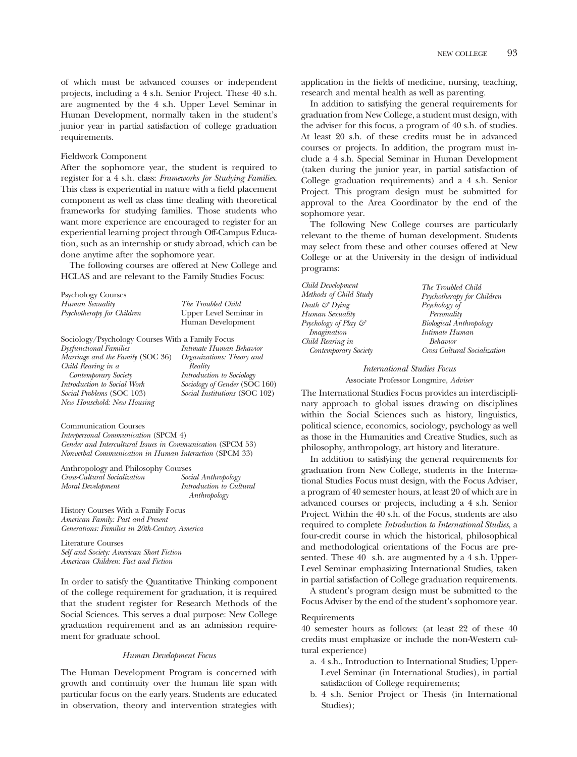of which must be advanced courses or independent projects, including a 4 s.h. Senior Project. These 40 s.h. are augmented by the 4 s.h. Upper Level Seminar in Human Development, normally taken in the student's junior year in partial satisfaction of college graduation requirements.

Fieldwork Component

After the sophomore year, the student is required to register for a 4 s.h. class: *Frameworks for Studying Families*. This class is experiential in nature with a field placement component as well as class time dealing with theoretical frameworks for studying families. Those students who want more experience are encouraged to register for an experiential learning project through Off-Campus Education, such as an internship or study abroad, which can be done anytime after the sophomore year.

The following courses are offered at New College and HCLAS and are relevant to the Family Studies Focus:

Psychology Courses

*Human Sexuality*
*Psychotherapy for Children*
*The Troubled Child*
Upper Level Seminar in Human Development

Sociology/Psychology Courses With a Family Focus

*Dysfunctional Families*
*Marriage and the Family* (SOC 36)
*Child Rearing in a Contemporary Society*
*Introduction to Social Work*
*Social Problems* (SOC 103)
*New Household: New Housing*
*Intimate Human Behavior*
*Organizations: Theory and Reality*
*Introduction to Sociology*
*Sociology of Gender* (SOC 160)
*Social Institutions* (SOC 102)

Communication Courses

*Interpersonal Communication* (SPCM 4)
*Gender and Intercultural Issues in Communication* (SPCM 53)
*Nonverbal Communication in Human Interaction* (SPCM 33)

Anthropology and Philosophy Courses

*Cross-Cultural Socialization*
*Moral Development*
*Social Anthropology*
*Introduction to Cultural Anthropology*

History Courses With a Family Focus

*American Family: Past and Present*
*Generations: Families in 20th-Century America*

Literature Courses

*Self and Society: American Short Fiction*
*American Children: Fact and Fiction*

In order to satisfy the Quantitative Thinking component of the college requirement for graduation, it is required that the student register for Research Methods of the Social Sciences. This serves a dual purpose: New College graduation requirement and as an admission requirement for graduate school.

### *Human Development Focus*

The Human Development Program is concerned with growth and continuity over the human life span with particular focus on the early years. Students are educated in observation, theory and intervention strategies with application in the fields of medicine, nursing, teaching, research and mental health as well as parenting.

In addition to satisfying the general requirements for graduation from New College, a student must design, with the adviser for this focus, a program of 40 s.h. of studies. At least 20 s.h. of these credits must be in advanced courses or projects. In addition, the program must include a 4 s.h. Special Seminar in Human Development (taken during the junior year, in partial satisfaction of College graduation requirements) and a 4 s.h. Senior Project. This program design must be submitted for approval to the Area Coordinator by the end of the sophomore year.

The following New College courses are particularly relevant to the theme of human development. Students may select from these and other courses offered at New College or at the University in the design of individual programs:

*Child Development*
*Methods of Child Study*
*Death & Dying*
*Human Sexuality*
*Psychology of Play & Imagination*
*Child Rearing in Contemporary Society*
*The Troubled Child*
*Psychotherapy for Children*
*Psychology of Personality*
*Biological Anthropology*
*Intimate Human Behavior*
*Cross-Cultural Socialization*

### *International Studies Focus*

Associate Professor Longmire, *Adviser*

The International Studies Focus provides an interdisciplinary approach to global issues drawing on disciplines within the Social Sciences such as history, linguistics, political science, economics, sociology, psychology as well as those in the Humanities and Creative Studies, such as philosophy, anthropology, art history and literature.

In addition to satisfying the general requirements for graduation from New College, students in the International Studies Focus must design, with the Focus Adviser, a program of 40 semester hours, at least 20 of which are in advanced courses or projects, including a 4 s.h. Senior Project. Within the 40 s.h. of the Focus, students are also required to complete *Introduction to International Studies*, a four-credit course in which the historical, philosophical and methodological orientations of the Focus are presented. These 40 s.h. are augmented by a 4 s.h. Upper-Level Seminar emphasizing International Studies, taken in partial satisfaction of College graduation requirements.

A student's program design must be submitted to the Focus Adviser by the end of the student's sophomore year.

Requirements

40 semester hours as follows: (at least 22 of these 40 credits must emphasize or include the non-Western cultural experience)

a. 4 s.h., Introduction to International Studies; Upper-Level Seminar (in International Studies), in partial satisfaction of College requirements;
b. 4 s.h. Senior Project or Thesis (in International Studies);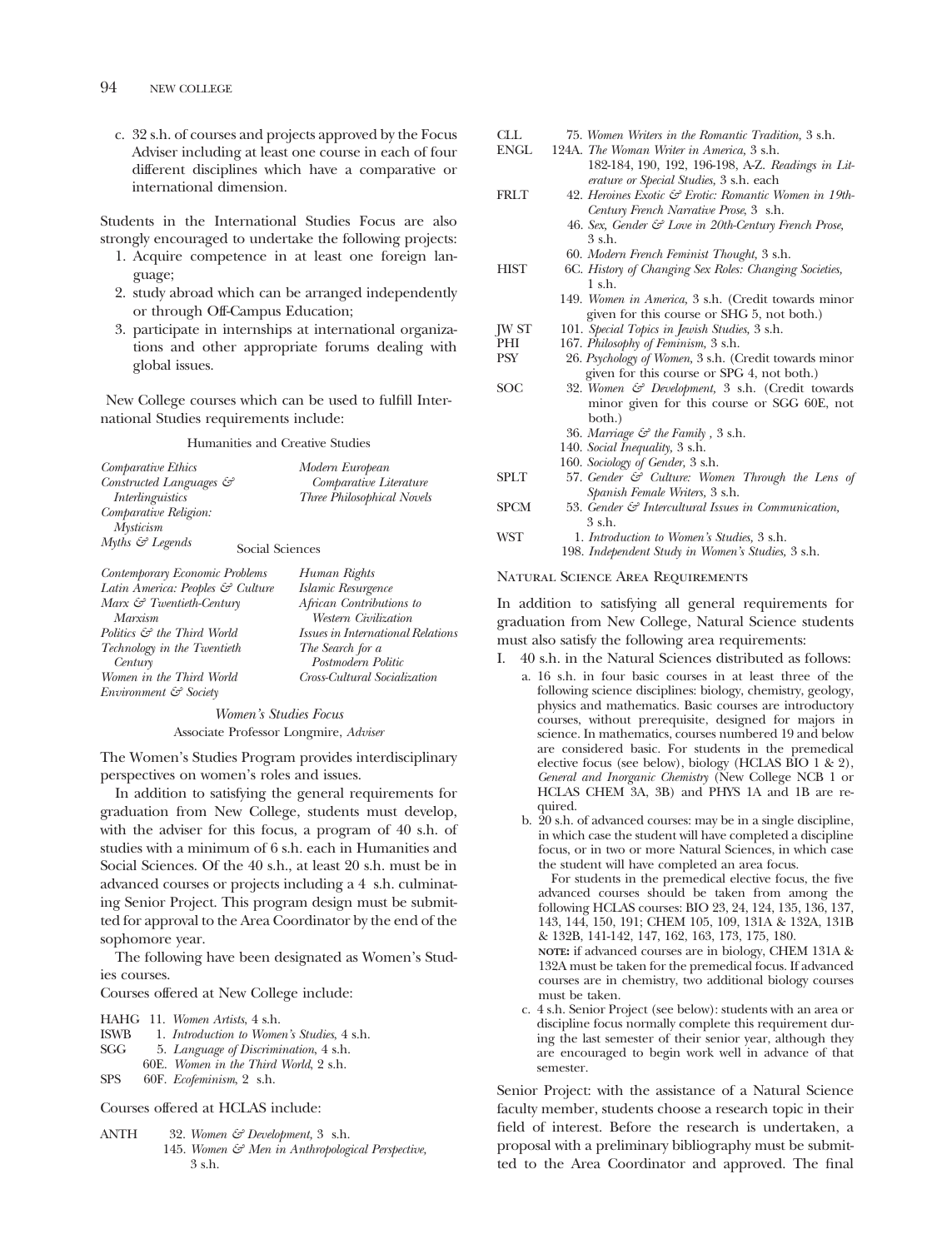c. 32 s.h. of courses and projects approved by the Focus Adviser including at least one course in each of four different disciplines which have a comparative or international dimension.

Students in the International Studies Focus are also strongly encouraged to undertake the following projects:

1. Acquire competence in at least one foreign language;
2. study abroad which can be arranged independently or through Off-Campus Education;
3. participate in internships at international organizations and other appropriate forums dealing with global issues.

New College courses which can be used to fulfill International Studies requirements include:

Humanities and Creative Studies

| | |
|---|---|
| *Comparative Ethics* | *Modern European Comparative Literature* |
| *Constructed Languages & Interlinguistics* | *Three Philosophical Novels* |
| *Comparative Religion: Mysticism* | |
| *Myths & Legends* | |

Social Sciences

| | |
|---|---|
| *Contemporary Economic Problems* | *Human Rights* |
| *Latin America: Peoples & Culture* | *Islamic Resurgence* |
| *Marx & Twentieth-Century Marxism* | *African Contributions to Western Civilization* |
| *Politics & the Third World* | *Issues in International Relations* |
| *Technology in the Twentieth Century* | *The Search for a Postmodern Politic* |
| *Women in the Third World* | *Cross-Cultural Socialization* |
| *Environment & Society* | |

### *Women's Studies Focus*

Associate Professor Longmire, *Adviser*

The Women's Studies Program provides interdisciplinary perspectives on women's roles and issues.

In addition to satisfying the general requirements for graduation from New College, students must develop, with the adviser for this focus, a program of 40 s.h. of studies with a minimum of 6 s.h. each in Humanities and Social Sciences. Of the 40 s.h., at least 20 s.h. must be in advanced courses or projects including a 4 s.h. culminating Senior Project. This program design must be submitted for approval to the Area Coordinator by the end of the sophomore year.

The following have been designated as Women's Studies courses.

Courses offered at New College include:

- HAHG 11. *Women Artists*, 4 s.h.
- ISWB 1. *Introduction to Women's Studies*, 4 s.h.
- SGG 5. *Language of Discrimination*, 4 s.h.
- 60E. *Women in the Third World*, 2 s.h.
- SPS 60F. *Ecofeminism*, 2 s.h.

Courses offered at HCLAS include:

- ANTH 32. *Women & Development,* 3 s.h.
- 145. *Women & Men in Anthropological Perspective,* 3 s.h.
- CLL 75. *Women Writers in the Romantic Tradition,* 3 s.h.
- ENGL 124A. *The Woman Writer in America,* 3 s.h.
- 182-184, 190, 192, 196-198, A-Z. *Readings in Literature or Special Studies,* 3 s.h. each
- FRLT 42. *Heroines Exotic & Erotic: Romantic Women in 19th-Century French Narrative Prose,* 3 s.h.
- 46. *Sex, Gender & Love in 20th-Century French Prose,* 3 s.h.
- 60. *Modern French Feminist Thought,* 3 s.h.
- HIST 6C. *History of Changing Sex Roles: Changing Societies,* 1 s.h.
- 149. *Women in America,* 3 s.h. (Credit towards minor given for this course or SHG 5, not both.)
- JW ST 101. *Special Topics in Jewish Studies,* 3 s.h.
- PHI 167. *Philosophy of Feminism,* 3 s.h.
- PSY 26. *Psychology of Women,* 3 s.h. (Credit towards minor given for this course or SPG 4, not both.)
- SOC 32. *Women & Development,* 3 s.h. (Credit towards minor given for this course or SGG 60E, not both.)
- 36. *Marriage & the Family* , 3 s.h.
- 140. *Social Inequality,* 3 s.h.
- 160. *Sociology of Gender,* 3 s.h.
- SPLT 57. *Gender & Culture: Women Through the Lens of Spanish Female Writers,* 3 s.h.
- SPCM 53. *Gender & Intercultural Issues in Communication,* 3 s.h.
- WST 1. *Introduction to Women's Studies,* 3 s.h.
- 198. *Independent Study in Women's Studies,* 3 s.h.

### Natural Science Area Requirements

In addition to satisfying all general requirements for graduation from New College, Natural Science students must also satisfy the following area requirements:

I. 40 s.h. in the Natural Sciences distributed as follows:

a. 16 s.h. in four basic courses in at least three of the following science disciplines: biology, chemistry, geology, physics and mathematics. Basic courses are introductory courses, without prerequisite, designed for majors in science. In mathematics, courses numbered 19 and below are considered basic. For students in the premedical elective focus (see below), biology (HCLAS BIO 1 & 2), *General and Inorganic Chemistry* (New College NCB 1 or HCLAS CHEM 3A, 3B) and PHYS 1A and 1B are required.

b. 20 s.h. of advanced courses: may be in a single discipline, in which case the student will have completed a discipline focus, or in two or more Natural Sciences, in which case the student will have completed an area focus.

For students in the premedical elective focus, the five advanced courses should be taken from among the following HCLAS courses: BIO 23, 24, 124, 135, 136, 137, 143, 144, 150, 191; CHEM 105, 109, 131A & 132A, 131B & 132B, 141-142, 147, 162, 163, 173, 175, 180.

**NOTE:** if advanced courses are in biology, CHEM 131A & 132A must be taken for the premedical focus. If advanced courses are in chemistry, two additional biology courses must be taken.

c. 4 s.h. Senior Project (see below): students with an area or discipline focus normally complete this requirement during the last semester of their senior year, although they are encouraged to begin work well in advance of that semester.

Senior Project: with the assistance of a Natural Science faculty member, students choose a research topic in their field of interest. Before the research is undertaken, a proposal with a preliminary bibliography must be submitted to the Area Coordinator and approved. The final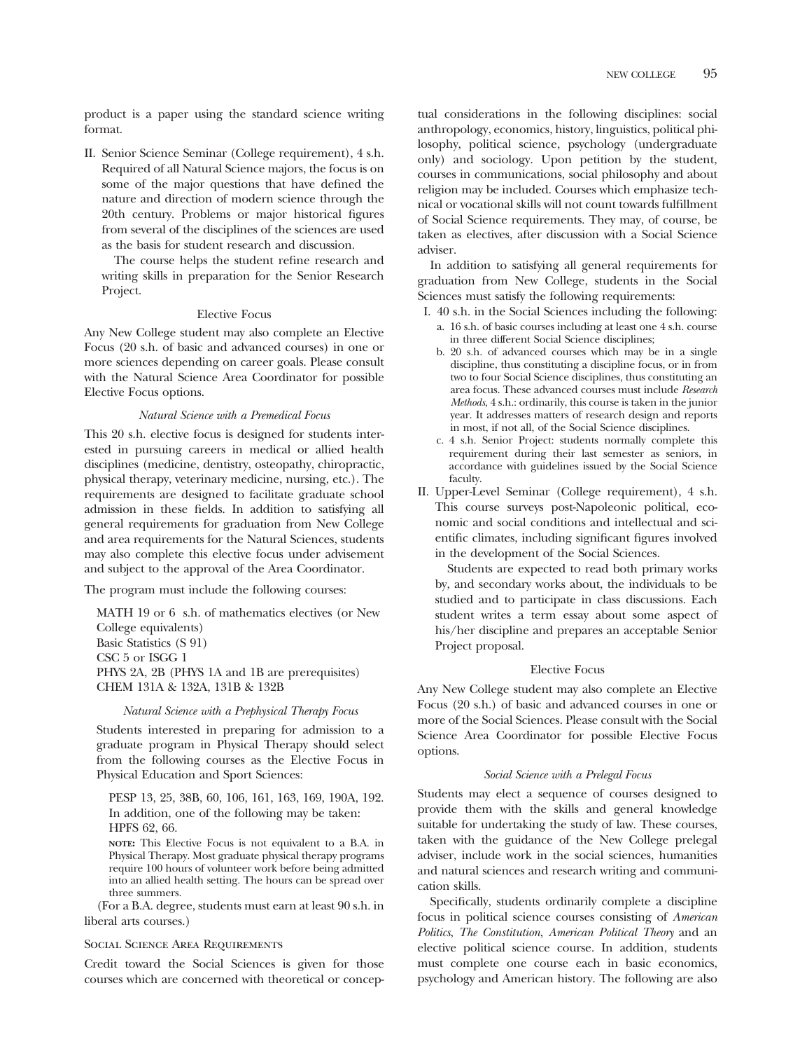product is a paper using the standard science writing format.

II. Senior Science Seminar (College requirement), 4 s.h. Required of all Natural Science majors, the focus is on some of the major questions that have defined the nature and direction of modern science through the 20th century. Problems or major historical figures from several of the disciplines of the sciences are used as the basis for student research and discussion.

    The course helps the student refine research and writing skills in preparation for the Senior Research Project.

### Elective Focus

Any New College student may also complete an Elective Focus (20 s.h. of basic and advanced courses) in one or more sciences depending on career goals. Please consult with the Natural Science Area Coordinator for possible Elective Focus options.

#### *Natural Science with a Premedical Focus*

This 20 s.h. elective focus is designed for students interested in pursuing careers in medical or allied health disciplines (medicine, dentistry, osteopathy, chiropractic, physical therapy, veterinary medicine, nursing, etc.). The requirements are designed to facilitate graduate school admission in these fields. In addition to satisfying all general requirements for graduation from New College and area requirements for the Natural Sciences, students may also complete this elective focus under advisement and subject to the approval of the Area Coordinator.

The program must include the following courses:

MATH 19 or 6 s.h. of mathematics electives (or New College equivalents)
Basic Statistics (S 91)
CSC 5 or ISGG 1
PHYS 2A, 2B (PHYS 1A and 1B are prerequisites)
CHEM 131A & 132A, 131B & 132B

#### *Natural Science with a Prephysical Therapy Focus*

Students interested in preparing for admission to a graduate program in Physical Therapy should select from the following courses as the Elective Focus in Physical Education and Sport Sciences:

PESP 13, 25, 38B, 60, 106, 161, 163, 169, 190A, 192. In addition, one of the following may be taken: HPFS 62, 66.

**NOTE:** This Elective Focus is not equivalent to a B.A. in Physical Therapy. Most graduate physical therapy programs require 100 hours of volunteer work before being admitted into an allied health setting. The hours can be spread over three summers.

(For a B.A. degree, students must earn at least 90 s.h. in liberal arts courses.)

## Social Science Area Requirements

Credit toward the Social Sciences is given for those courses which are concerned with theoretical or conceptual considerations in the following disciplines: social anthropology, economics, history, linguistics, political philosophy, political science, psychology (undergraduate only) and sociology. Upon petition by the student, courses in communications, social philosophy and about religion may be included. Courses which emphasize technical or vocational skills will not count towards fulfillment of Social Science requirements. They may, of course, be taken as electives, after discussion with a Social Science adviser.

In addition to satisfying all general requirements for graduation from New College, students in the Social Sciences must satisfy the following requirements:

I. 40 s.h. in the Social Sciences including the following:
   a. 16 s.h. of basic courses including at least one 4 s.h. course in three different Social Science disciplines;
   b. 20 s.h. of advanced courses which may be in a single discipline, thus constituting a discipline focus, or in from two to four Social Science disciplines, thus constituting an area focus. These advanced courses must include *Research Methods*, 4 s.h.: ordinarily, this course is taken in the junior year. It addresses matters of research design and reports in most, if not all, of the Social Science disciplines.
   c. 4 s.h. Senior Project: students normally complete this requirement during their last semester as seniors, in accordance with guidelines issued by the Social Science faculty.

II. Upper-Level Seminar (College requirement), 4 s.h. This course surveys post-Napoleonic political, economic and social conditions and intellectual and scientific climates, including significant figures involved in the development of the Social Sciences.

    Students are expected to read both primary works by, and secondary works about, the individuals to be studied and to participate in class discussions. Each student writes a term essay about some aspect of his/her discipline and prepares an acceptable Senior Project proposal.

### Elective Focus

Any New College student may also complete an Elective Focus (20 s.h.) of basic and advanced courses in one or more of the Social Sciences. Please consult with the Social Science Area Coordinator for possible Elective Focus options.

#### *Social Science with a Prelegal Focus*

Students may elect a sequence of courses designed to provide them with the skills and general knowledge suitable for undertaking the study of law. These courses, taken with the guidance of the New College prelegal adviser, include work in the social sciences, humanities and natural sciences and research writing and communication skills.

Specifically, students ordinarily complete a discipline focus in political science courses consisting of *American Politics*, *The Constitution*, *American Political Theory* and an elective political science course. In addition, students must complete one course each in basic economics, psychology and American history. The following are also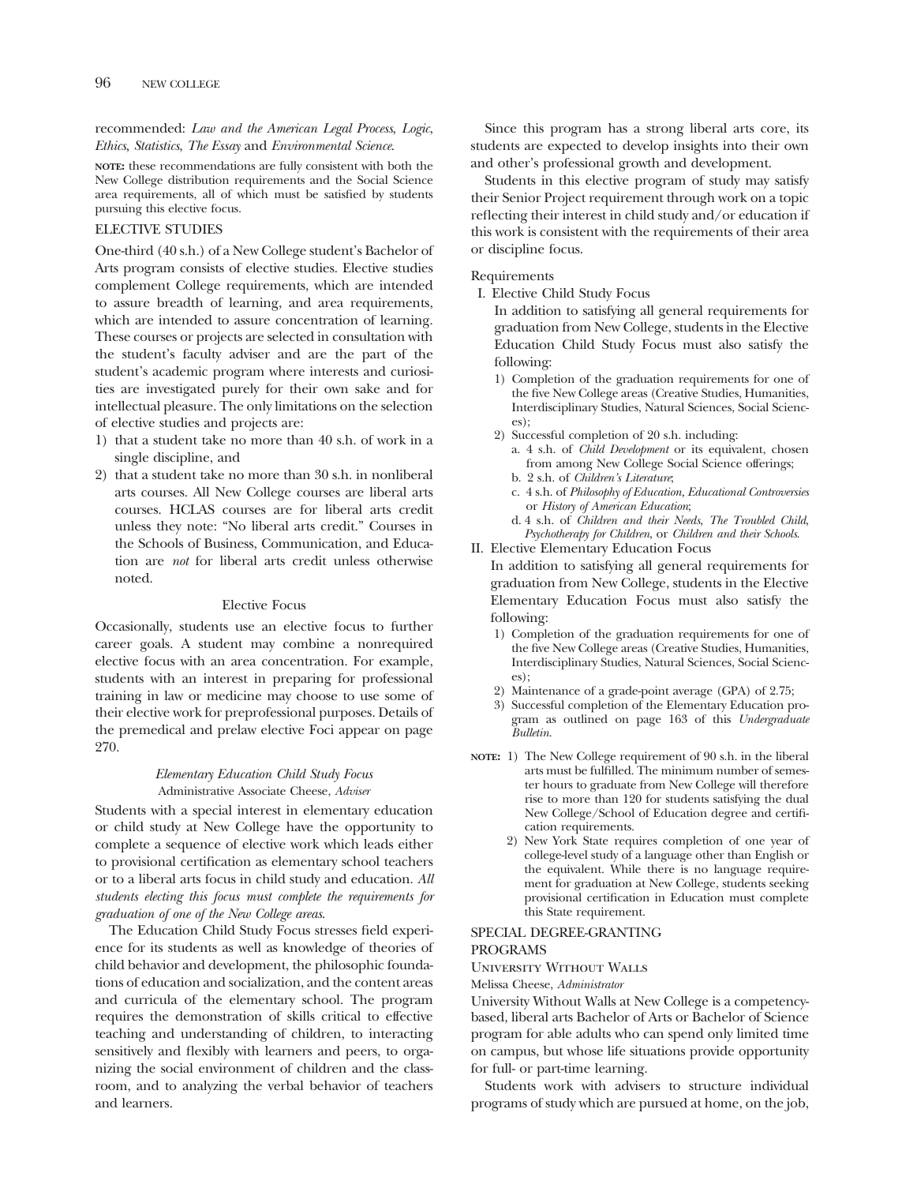recommended: *Law and the American Legal Process*, *Logic*, *Ethics*, *Statistics*, *The Essay* and *Environmental Science*.

**NOTE:** these recommendations are fully consistent with both the New College distribution requirements and the Social Science area requirements, all of which must be satisfied by students pursuing this elective focus.

## ELECTIVE STUDIES

One-third (40 s.h.) of a New College student's Bachelor of Arts program consists of elective studies. Elective studies complement College requirements, which are intended to assure breadth of learning, and area requirements, which are intended to assure concentration of learning. These courses or projects are selected in consultation with the student's faculty adviser and are the part of the student's academic program where interests and curiosities are investigated purely for their own sake and for intellectual pleasure. The only limitations on the selection of elective studies and projects are:

1) that a student take no more than 40 s.h. of work in a single discipline, and
2) that a student take no more than 30 s.h. in nonliberal arts courses. All New College courses are liberal arts courses. HCLAS courses are for liberal arts credit unless they note: "No liberal arts credit." Courses in the Schools of Business, Communication, and Education are *not* for liberal arts credit unless otherwise noted.

### Elective Focus

Occasionally, students use an elective focus to further career goals. A student may combine a nonrequired elective focus with an area concentration. For example, students with an interest in preparing for professional training in law or medicine may choose to use some of their elective work for preprofessional purposes. Details of the premedical and prelaw elective Foci appear on page 270.

### *Elementary Education Child Study Focus*

Administrative Associate Cheese, *Adviser*

Students with a special interest in elementary education or child study at New College have the opportunity to complete a sequence of elective work which leads either to provisional certification as elementary school teachers or to a liberal arts focus in child study and education. *All students electing this focus must complete the requirements for graduation of one of the New College areas.*

The Education Child Study Focus stresses field experience for its students as well as knowledge of theories of child behavior and development, the philosophic foundations of education and socialization, and the content areas and curricula of the elementary school. The program requires the demonstration of skills critical to effective teaching and understanding of children, to interacting sensitively and flexibly with learners and peers, to organizing the social environment of children and the classroom, and to analyzing the verbal behavior of teachers and learners.

Since this program has a strong liberal arts core, its students are expected to develop insights into their own and other's professional growth and development.

Students in this elective program of study may satisfy their Senior Project requirement through work on a topic reflecting their interest in child study and/or education if this work is consistent with the requirements of their area or discipline focus.

Requirements

I. Elective Child Study Focus

In addition to satisfying all general requirements for graduation from New College, students in the Elective Education Child Study Focus must also satisfy the following:

1) Completion of the graduation requirements for one of the five New College areas (Creative Studies, Humanities, Interdisciplinary Studies, Natural Sciences, Social Sciences);
2) Successful completion of 20 s.h. including:
   a. 4 s.h. of *Child Development* or its equivalent, chosen from among New College Social Science offerings;
   b. 2 s.h. of *Children's Literature*;
   c. 4 s.h. of *Philosophy of Education*, *Educational Controversies* or *History of American Education*;
   d. 4 s.h. of *Children and their Needs*, *The Troubled Child*, *Psychotherapy for Children*, or *Children and their Schools*.

II. Elective Elementary Education Focus

In addition to satisfying all general requirements for graduation from New College, students in the Elective Elementary Education Focus must also satisfy the following:

1) Completion of the graduation requirements for one of the five New College areas (Creative Studies, Humanities, Interdisciplinary Studies, Natural Sciences, Social Sciences);
2) Maintenance of a grade-point average (GPA) of 2.75;
3) Successful completion of the Elementary Education program as outlined on page 163 of this *Undergraduate Bulletin*.

**NOTE:**
1) The New College requirement of 90 s.h. in the liberal arts must be fulfilled. The minimum number of semester hours to graduate from New College will therefore rise to more than 120 for students satisfying the dual New College/School of Education degree and certification requirements.
2) New York State requires completion of one year of college-level study of a language other than English or the equivalent. While there is no language requirement for graduation at New College, students seeking provisional certification in Education must complete this State requirement.

## SPECIAL DEGREE-GRANTING PROGRAMS

### University Without Walls

Melissa Cheese, *Administrator*

University Without Walls at New College is a competency-based, liberal arts Bachelor of Arts or Bachelor of Science program for able adults who can spend only limited time on campus, but whose life situations provide opportunity for full- or part-time learning.

Students work with advisers to structure individual programs of study which are pursued at home, on the job,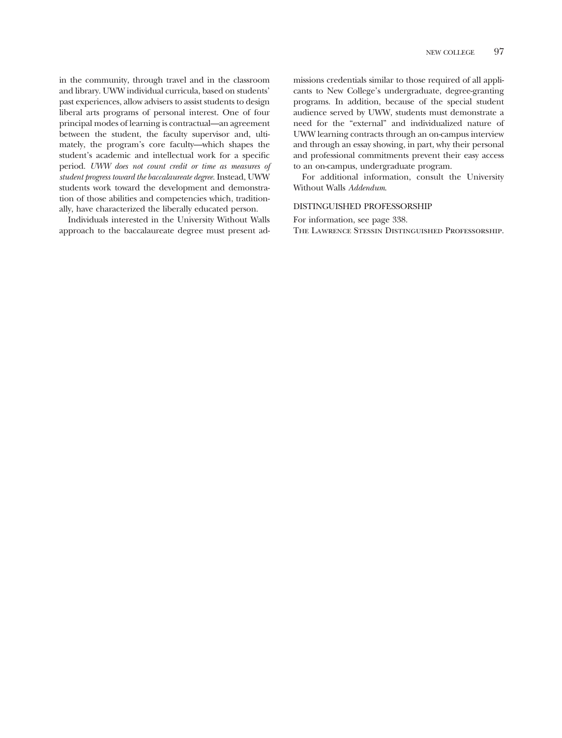in the community, through travel and in the classroom and library. UWW individual curricula, based on students' past experiences, allow advisers to assist students to design liberal arts programs of personal interest. One of four principal modes of learning is contractual—an agreement between the student, the faculty supervisor and, ultimately, the program's core faculty—which shapes the student's academic and intellectual work for a specific period. *UWW does not count credit or time as measures of student progress toward the baccalaureate degree.* Instead, UWW students work toward the development and demonstration of those abilities and competencies which, traditionally, have characterized the liberally educated person.

Individuals interested in the University Without Walls approach to the baccalaureate degree must present admissions credentials similar to those required of all applicants to New College's undergraduate, degree-granting programs. In addition, because of the special student audience served by UWW, students must demonstrate a need for the "external" and individualized nature of UWW learning contracts through an on-campus interview and through an essay showing, in part, why their personal and professional commitments prevent their easy access to an on-campus, undergraduate program.

For additional information, consult the University Without Walls *Addendum*.

## DISTINGUISHED PROFESSORSHIP

For information, see page 338.

The Lawrence Stessin Distinguished Professorship.